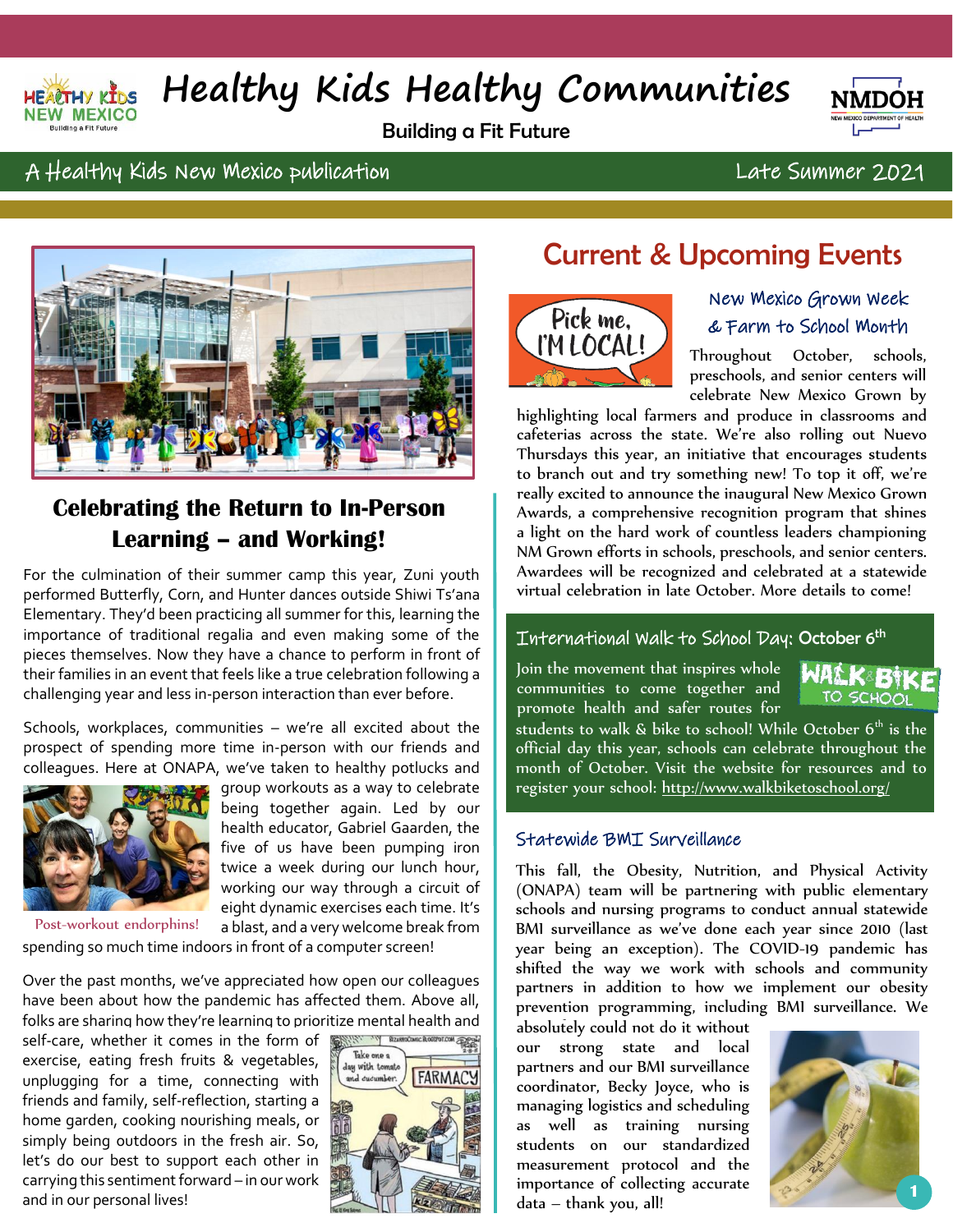# Healthy Kids Healthy Communities

Building a Fit Future

A Healthy Kids New Mexico publication — Late Summer 2021

## Celebrating the Return to In-Person Learning – and Working!

For the culmination of their summer camp this year, Zuni youth performed Butterfly, Corn, and Hunter dances outside Shiwi Ts'ana Elementary. They'd been practicing all summer for this, learning the importance of traditional regalia and even making some of the pieces themselves. Now they have a chance to perform in front of their families in an event that feels like a true celebration following a challenging year and less in-person interaction than ever before.

Schools, workplaces, communities – we're all excited about the prospect of spending more time in-person with our friends and colleagues. Here at ONAPA, we've taken to healthy potlucks and group workouts as a way to celebrate being together again. Led by our health educator, Gabriel Gaarden, the five of us have been pumping iron twice a week during our lunch hour, working our way through a circuit of eight dynamic exercises each time. It's a blast, and a very welcome break from spending so much time indoors in front of a computer screen!

Post-workout endorphins!

Over the past months, we've appreciated how open our colleagues have been about how the pandemic has affected them. Above all, folks are sharing how they're learning to prioritize mental health and self-care, whether it comes in the form of exercise, eating fresh fruits & vegetables, unplugging for a time, connecting with friends and family, self-reflection, starting a home garden, cooking nourishing meals, or simply being outdoors in the fresh air. So, let's do our best to support each other in carrying this sentiment forward – in our work and in our personal lives!

## Current & Upcoming Events

### New Mexico Grown Week & Farm to School Month

Throughout October, schools, preschools, and senior centers will celebrate New Mexico Grown by highlighting local farmers and produce in classrooms and cafeterias across the state. We're also rolling out Nuevo Thursdays this year, an initiative that encourages students to branch out and try something new! To top it off, we're really excited to announce the inaugural New Mexico Grown Awards, a comprehensive recognition program that shines a light on the hard work of countless leaders championing NM Grown efforts in schools, preschools, and senior centers. Awardees will be recognized and celebrated at a statewide virtual celebration in late October. More details to come!

### International Walk to School Day: October 6th

Join the movement that inspires whole communities to come together and promote health and safer routes for students to walk & bike to school! While October 6th is the official day this year, schools can celebrate throughout the month of October. Visit the website for resources and to register your school: http://www.walkbiketoschool.org/

### Statewide BMI Surveillance

This fall, the Obesity, Nutrition, and Physical Activity (ONAPA) team will be partnering with public elementary schools and nursing programs to conduct annual statewide BMI surveillance as we've done each year since 2010 (last year being an exception). The COVID-19 pandemic has shifted the way we work with schools and community partners in addition to how we implement our obesity prevention programming, including BMI surveillance. We absolutely could not do it without our strong state and local partners and our BMI surveillance coordinator, Becky Joyce, who is managing logistics and scheduling as well as training nursing students on our standardized measurement protocol and the importance of collecting accurate data – thank you, all!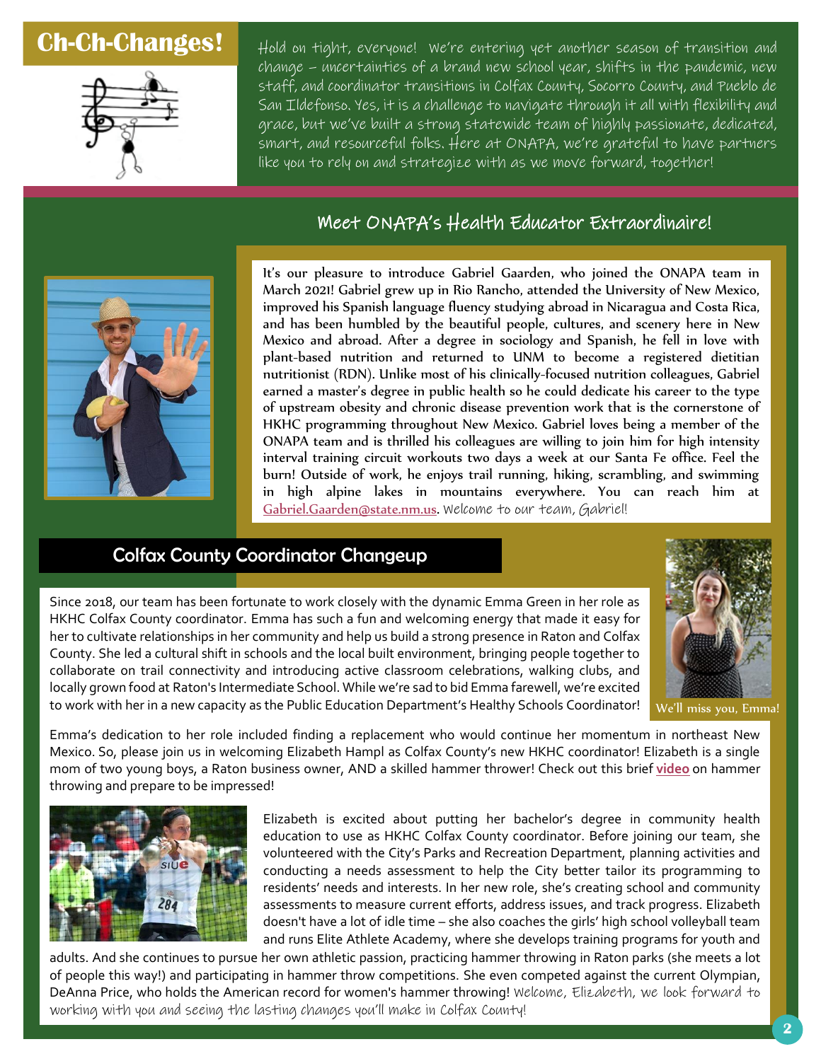# Ch-Ch-Changes!

Hold on tight, everyone! We're entering yet another season of transition and change – uncertainties of a brand new school year, shifts in the pandemic, new staff, and coordinator transitions in Colfax County, Socorro County, and Pueblo de San Ildefonso. Yes, it is a challenge to navigate through it all with flexibility and grace, but we've built a strong statewide team of highly passionate, dedicated, smart, and resourceful folks. Here at ONAPA, we're grateful to have partners like you to rely on and strategize with as we move forward, together!

## Meet ONAPA's Health Educator Extraordinaire!

It's our pleasure to introduce Gabriel Gaarden, who joined the ONAPA team in March 2021! Gabriel grew up in Rio Rancho, attended the University of New Mexico, improved his Spanish language fluency studying abroad in Nicaragua and Costa Rica, and has been humbled by the beautiful people, cultures, and scenery here in New Mexico and abroad. After a degree in sociology and Spanish, he fell in love with plant-based nutrition and returned to UNM to become a registered dietitian nutritionist (RDN). Unlike most of his clinically-focused nutrition colleagues, Gabriel earned a master's degree in public health so he could dedicate his career to the type of upstream obesity and chronic disease prevention work that is the cornerstone of HKHC programming throughout New Mexico. Gabriel loves being a member of the ONAPA team and is thrilled his colleagues are willing to join him for high intensity interval training circuit workouts two days a week at our Santa Fe office. Feel the burn! Outside of work, he enjoys trail running, hiking, scrambling, and swimming in high alpine lakes in mountains everywhere. You can reach him at Gabriel.Gaarden@state.nm.us. Welcome to our team, Gabriel!

## Colfax County Coordinator Changeup

Since 2018, our team has been fortunate to work closely with the dynamic Emma Green in her role as HKHC Colfax County coordinator. Emma has such a fun and welcoming energy that made it easy for her to cultivate relationships in her community and help us build a strong presence in Raton and Colfax County. She led a cultural shift in schools and the local built environment, bringing people together to collaborate on trail connectivity and introducing active classroom celebrations, walking clubs, and locally grown food at Raton's Intermediate School. While we're sad to bid Emma farewell, we're excited to work with her in a new capacity as the Public Education Department's Healthy Schools Coordinator!

We'll miss you, Emma!

Emma's dedication to her role included finding a replacement who would continue her momentum in northeast New Mexico. So, please join us in welcoming Elizabeth Hampl as Colfax County's new HKHC coordinator! Elizabeth is a single mom of two young boys, a Raton business owner, AND a skilled hammer thrower! Check out this brief **video** on hammer throwing and prepare to be impressed!

Elizabeth is excited about putting her bachelor's degree in community health education to use as HKHC Colfax County coordinator. Before joining our team, she volunteered with the City's Parks and Recreation Department, planning activities and conducting a needs assessment to help the City better tailor its programming to residents' needs and interests. In her new role, she's creating school and community assessments to measure current efforts, address issues, and track progress. Elizabeth doesn't have a lot of idle time – she also coaches the girls' high school volleyball team and runs Elite Athlete Academy, where she develops training programs for youth and adults. And she continues to pursue her own athletic passion, practicing hammer throwing in Raton parks (she meets a lot of people this way!) and participating in hammer throw competitions. She even competed against the current Olympian, DeAnna Price, who holds the American record for women's hammer throwing! Welcome, Elizabeth, we look forward to working with you and seeing the lasting changes you'll make in Colfax County!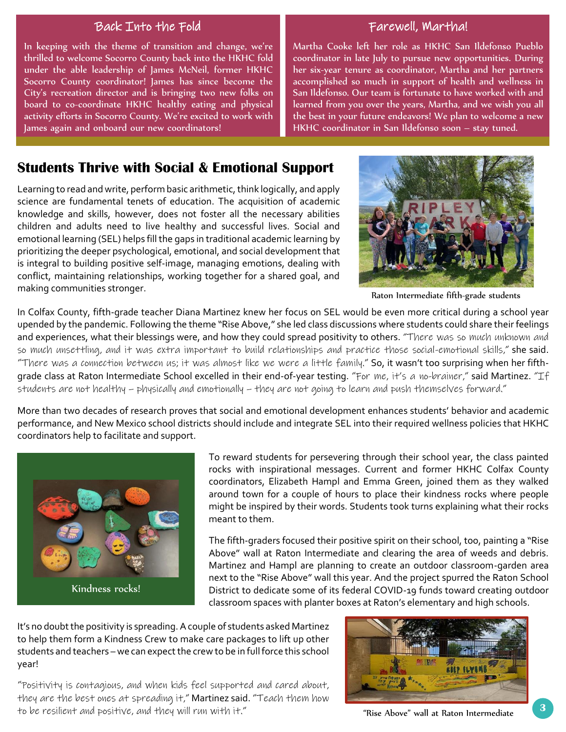## Back Into the Fold

In keeping with the theme of transition and change, we're thrilled to welcome Socorro County back into the HKHC fold under the able leadership of James McNeil, former HKHC Socorro County coordinator! James has since become the City's recreation director and is bringing two new folks on board to co-coordinate HKHC healthy eating and physical activity efforts in Socorro County. We're excited to work with James again and onboard our new coordinators!

## Farewell, Martha!

Martha Cooke left her role as HKHC San Ildefonso Pueblo coordinator in late July to pursue new opportunities. During her six-year tenure as coordinator, Martha and her partners accomplished so much in support of health and wellness in San Ildefonso. Our team is fortunate to have worked with and learned from you over the years, Martha, and we wish you all the best in your future endeavors! We plan to welcome a new HKHC coordinator in San Ildefonso soon – stay tuned.

## Students Thrive with Social & Emotional Support

Learning to read and write, perform basic arithmetic, think logically, and apply science are fundamental tenets of education. The acquisition of academic knowledge and skills, however, does not foster all the necessary abilities children and adults need to live healthy and successful lives. Social and emotional learning (SEL) helps fill the gaps in traditional academic learning by prioritizing the deeper psychological, emotional, and social development that is integral to building positive self-image, managing emotions, dealing with conflict, maintaining relationships, working together for a shared goal, and making communities stronger.

Raton Intermediate fifth-grade students

In Colfax County, fifth-grade teacher Diana Martinez knew her focus on SEL would be even more critical during a school year upended by the pandemic. Following the theme "Rise Above," she led class discussions where students could share their feelings and experiences, what their blessings were, and how they could spread positivity to others. "There was so much unknown and so much unsettling, and it was extra important to build relationships and practice those social-emotional skills," she said. "There was a connection between us; it was almost like we were a little family." So, it wasn't too surprising when her fifth-grade class at Raton Intermediate School excelled in their end-of-year testing. "For me, it's a no-brainer," said Martinez. "If students are not healthy – physically and emotionally – they are not going to learn and push themselves forward."

More than two decades of research proves that social and emotional development enhances students' behavior and academic performance, and New Mexico school districts should include and integrate SEL into their required wellness policies that HKHC coordinators help to facilitate and support.

Kindness rocks!

To reward students for persevering through their school year, the class painted rocks with inspirational messages. Current and former HKHC Colfax County coordinators, Elizabeth Hampl and Emma Green, joined them as they walked around town for a couple of hours to place their kindness rocks where people might be inspired by their words. Students took turns explaining what their rocks meant to them.

The fifth-graders focused their positive spirit on their school, too, painting a "Rise Above" wall at Raton Intermediate and clearing the area of weeds and debris. Martinez and Hampl are planning to create an outdoor classroom-garden area next to the "Rise Above" wall this year. And the project spurred the Raton School District to dedicate some of its federal COVID-19 funds toward creating outdoor classroom spaces with planter boxes at Raton's elementary and high schools.

It's no doubt the positivity is spreading. A couple of students asked Martinez to help them form a Kindness Crew to make care packages to lift up other students and teachers – we can expect the crew to be in full force this school year!

"Positivity is contagious, and when kids feel supported and cared about, they are the best ones at spreading it," Martinez said. "Teach them how to be resilient and positive, and they will run with it."

"Rise Above" wall at Raton Intermediate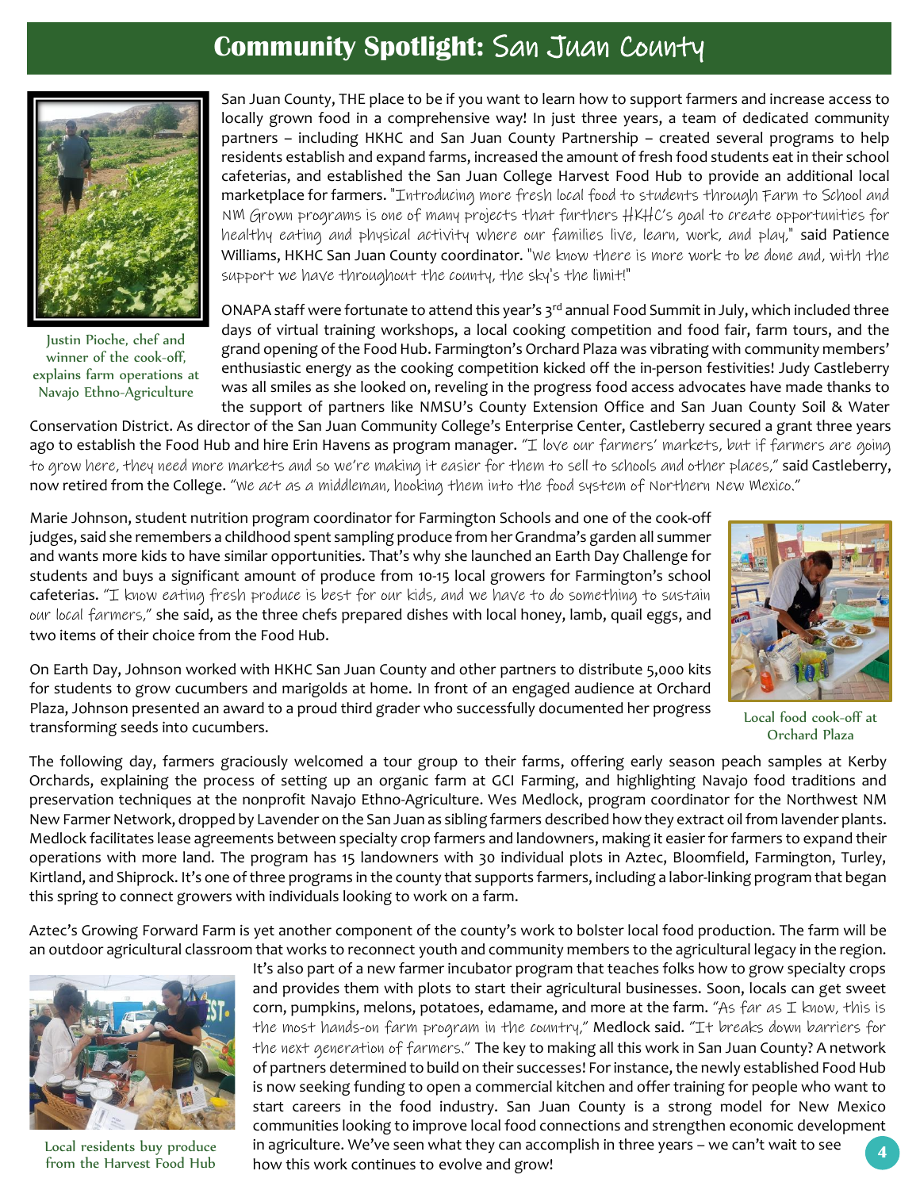# **Community Spotlight:** San Juan County

Justin Pioche, chef and winner of the cook-off, explains farm operations at Navajo Ethno-Agriculture

San Juan County, THE place to be if you want to learn how to support farmers and increase access to locally grown food in a comprehensive way! In just three years, a team of dedicated community partners – including HKHC and San Juan County Partnership – created several programs to help residents establish and expand farms, increased the amount of fresh food students eat in their school cafeterias, and established the San Juan College Harvest Food Hub to provide an additional local marketplace for farmers. "Introducing more fresh local food to students through Farm to School and NM Grown programs is one of many projects that furthers HKHC's goal to create opportunities for healthy eating and physical activity where our families live, learn, work, and play," said Patience Williams, HKHC San Juan County coordinator. "We know there is more work to be done and, with the support we have throughout the county, the sky's the limit!"

ONAPA staff were fortunate to attend this year's 3rd annual Food Summit in July, which included three days of virtual training workshops, a local cooking competition and food fair, farm tours, and the grand opening of the Food Hub. Farmington's Orchard Plaza was vibrating with community members' enthusiastic energy as the cooking competition kicked off the in-person festivities! Judy Castleberry was all smiles as she looked on, reveling in the progress food access advocates have made thanks to the support of partners like NMSU's County Extension Office and San Juan County Soil & Water Conservation District. As director of the San Juan Community College's Enterprise Center, Castleberry secured a grant three years ago to establish the Food Hub and hire Erin Havens as program manager. "I love our farmers' markets, but if farmers are going to grow here, they need more markets and so we're making it easier for them to sell to schools and other places," said Castleberry, now retired from the College. "We act as a middleman, hooking them into the food system of Northern New Mexico."

Marie Johnson, student nutrition program coordinator for Farmington Schools and one of the cook-off judges, said she remembers a childhood spent sampling produce from her Grandma's garden all summer and wants more kids to have similar opportunities. That's why she launched an Earth Day Challenge for students and buys a significant amount of produce from 10-15 local growers for Farmington's school cafeterias. "I know eating fresh produce is best for our kids, and we have to do something to sustain our local farmers," she said, as the three chefs prepared dishes with local honey, lamb, quail eggs, and two items of their choice from the Food Hub.

On Earth Day, Johnson worked with HKHC San Juan County and other partners to distribute 5,000 kits for students to grow cucumbers and marigolds at home. In front of an engaged audience at Orchard Plaza, Johnson presented an award to a proud third grader who successfully documented her progress transforming seeds into cucumbers.

Local food cook-off at Orchard Plaza

The following day, farmers graciously welcomed a tour group to their farms, offering early season peach samples at Kerby Orchards, explaining the process of setting up an organic farm at GCI Farming, and highlighting Navajo food traditions and preservation techniques at the nonprofit Navajo Ethno-Agriculture. Wes Medlock, program coordinator for the Northwest NM New Farmer Network, dropped by Lavender on the San Juan as sibling farmers described how they extract oil from lavender plants. Medlock facilitates lease agreements between specialty crop farmers and landowners, making it easier for farmers to expand their operations with more land. The program has 15 landowners with 30 individual plots in Aztec, Bloomfield, Farmington, Turley, Kirtland, and Shiprock. It's one of three programs in the county that supports farmers, including a labor-linking program that began this spring to connect growers with individuals looking to work on a farm.

Aztec's Growing Forward Farm is yet another component of the county's work to bolster local food production. The farm will be an outdoor agricultural classroom that works to reconnect youth and community members to the agricultural legacy in the region. It's also part of a new farmer incubator program that teaches folks how to grow specialty crops and provides them with plots to start their agricultural businesses. Soon, locals can get sweet corn, pumpkins, melons, potatoes, edamame, and more at the farm. "As far as I know, this is the most hands-on farm program in the country," Medlock said. "It breaks down barriers for the next generation of farmers." The key to making all this work in San Juan County? A network of partners determined to build on their successes! For instance, the newly established Food Hub is now seeking funding to open a commercial kitchen and offer training for people who want to start careers in the food industry. San Juan County is a strong model for New Mexico communities looking to improve local food connections and strengthen economic development in agriculture. We've seen what they can accomplish in three years – we can't wait to see how this work continues to evolve and grow!

Local residents buy produce from the Harvest Food Hub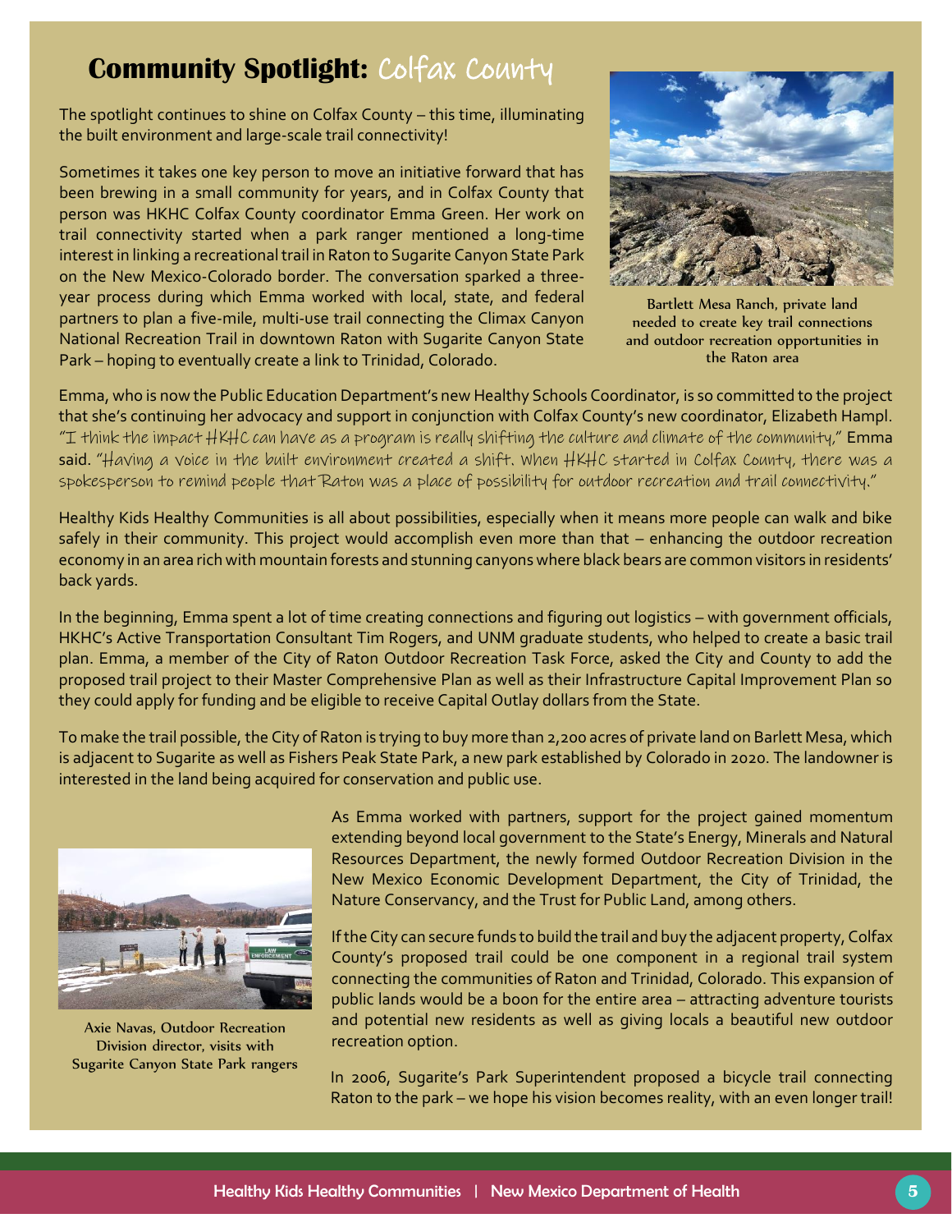# **Community Spotlight:** Colfax County

The spotlight continues to shine on Colfax County – this time, illuminating the built environment and large-scale trail connectivity!

Sometimes it takes one key person to move an initiative forward that has been brewing in a small community for years, and in Colfax County that person was HKHC Colfax County coordinator Emma Green. Her work on trail connectivity started when a park ranger mentioned a long-time interest in linking a recreational trail in Raton to Sugarite Canyon State Park on the New Mexico-Colorado border. The conversation sparked a three-year process during which Emma worked with local, state, and federal partners to plan a five-mile, multi-use trail connecting the Climax Canyon National Recreation Trail in downtown Raton with Sugarite Canyon State Park – hoping to eventually create a link to Trinidad, Colorado.

Bartlett Mesa Ranch, private land needed to create key trail connections and outdoor recreation opportunities in the Raton area

Emma, who is now the Public Education Department's new Healthy Schools Coordinator, is so committed to the project that she's continuing her advocacy and support in conjunction with Colfax County's new coordinator, Elizabeth Hampl. "I think the impact HKHC can have as a program is really shifting the culture and climate of the community," Emma said. "Having a voice in the built environment created a shift. When HKHC started in Colfax County, there was a spokesperson to remind people that Raton was a place of possibility for outdoor recreation and trail connectivity."

Healthy Kids Healthy Communities is all about possibilities, especially when it means more people can walk and bike safely in their community. This project would accomplish even more than that – enhancing the outdoor recreation economy in an area rich with mountain forests and stunning canyons where black bears are common visitors in residents' back yards.

In the beginning, Emma spent a lot of time creating connections and figuring out logistics – with government officials, HKHC's Active Transportation Consultant Tim Rogers, and UNM graduate students, who helped to create a basic trail plan. Emma, a member of the City of Raton Outdoor Recreation Task Force, asked the City and County to add the proposed trail project to their Master Comprehensive Plan as well as their Infrastructure Capital Improvement Plan so they could apply for funding and be eligible to receive Capital Outlay dollars from the State.

To make the trail possible, the City of Raton is trying to buy more than 2,200 acres of private land on Barlett Mesa, which is adjacent to Sugarite as well as Fishers Peak State Park, a new park established by Colorado in 2020. The landowner is interested in the land being acquired for conservation and public use.

Axie Navas, Outdoor Recreation Division director, visits with Sugarite Canyon State Park rangers

As Emma worked with partners, support for the project gained momentum extending beyond local government to the State's Energy, Minerals and Natural Resources Department, the newly formed Outdoor Recreation Division in the New Mexico Economic Development Department, the City of Trinidad, the Nature Conservancy, and the Trust for Public Land, among others.

If the City can secure funds to build the trail and buy the adjacent property, Colfax County's proposed trail could be one component in a regional trail system connecting the communities of Raton and Trinidad, Colorado. This expansion of public lands would be a boon for the entire area – attracting adventure tourists and potential new residents as well as giving locals a beautiful new outdoor recreation option.

In 2006, Sugarite's Park Superintendent proposed a bicycle trail connecting Raton to the park – we hope his vision becomes reality, with an even longer trail!